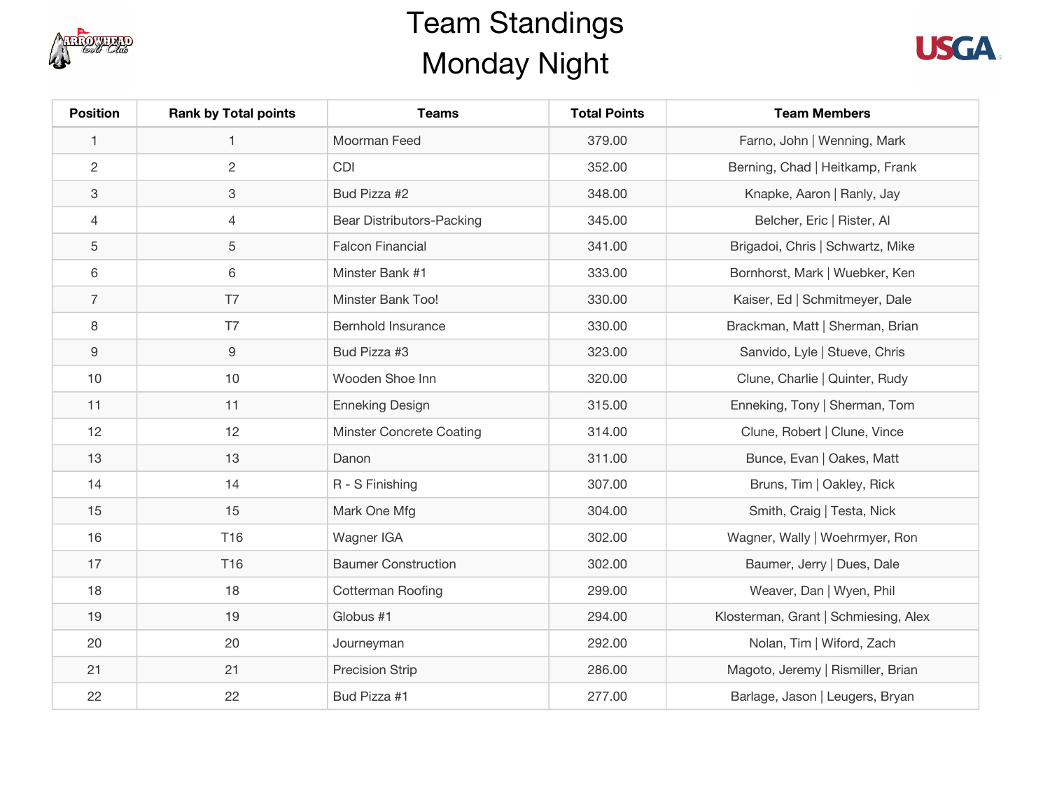# Team Standings

## Monday Night

| Position | Rank by Total points | Teams | Total Points | Team Members |
|---|---|---|---|---|
| 1 | 1 | Moorman Feed | 379.00 | Farno, John \| Wenning, Mark |
| 2 | 2 | CDI | 352.00 | Berning, Chad \| Heitkamp, Frank |
| 3 | 3 | Bud Pizza #2 | 348.00 | Knapke, Aaron \| Ranly, Jay |
| 4 | 4 | Bear Distributors-Packing | 345.00 | Belcher, Eric \| Rister, Al |
| 5 | 5 | Falcon Financial | 341.00 | Brigadoi, Chris \| Schwartz, Mike |
| 6 | 6 | Minster Bank #1 | 333.00 | Bornhorst, Mark \| Wuebker, Ken |
| 7 | T7 | Minster Bank Too! | 330.00 | Kaiser, Ed \| Schmitmeyer, Dale |
| 8 | T7 | Bernhold Insurance | 330.00 | Brackman, Matt \| Sherman, Brian |
| 9 | 9 | Bud Pizza #3 | 323.00 | Sanvido, Lyle \| Stueve, Chris |
| 10 | 10 | Wooden Shoe Inn | 320.00 | Clune, Charlie \| Quinter, Rudy |
| 11 | 11 | Enneking Design | 315.00 | Enneking, Tony \| Sherman, Tom |
| 12 | 12 | Minster Concrete Coating | 314.00 | Clune, Robert \| Clune, Vince |
| 13 | 13 | Danon | 311.00 | Bunce, Evan \| Oakes, Matt |
| 14 | 14 | R - S Finishing | 307.00 | Bruns, Tim \| Oakley, Rick |
| 15 | 15 | Mark One Mfg | 304.00 | Smith, Craig \| Testa, Nick |
| 16 | T16 | Wagner IGA | 302.00 | Wagner, Wally \| Woehrmyer, Ron |
| 17 | T16 | Baumer Construction | 302.00 | Baumer, Jerry \| Dues, Dale |
| 18 | 18 | Cotterman Roofing | 299.00 | Weaver, Dan \| Wyen, Phil |
| 19 | 19 | Globus #1 | 294.00 | Klosterman, Grant \| Schmiesing, Alex |
| 20 | 20 | Journeyman | 292.00 | Nolan, Tim \| Wiford, Zach |
| 21 | 21 | Precision Strip | 286.00 | Magoto, Jeremy \| Rismiller, Brian |
| 22 | 22 | Bud Pizza #1 | 277.00 | Barlage, Jason \| Leugers, Bryan |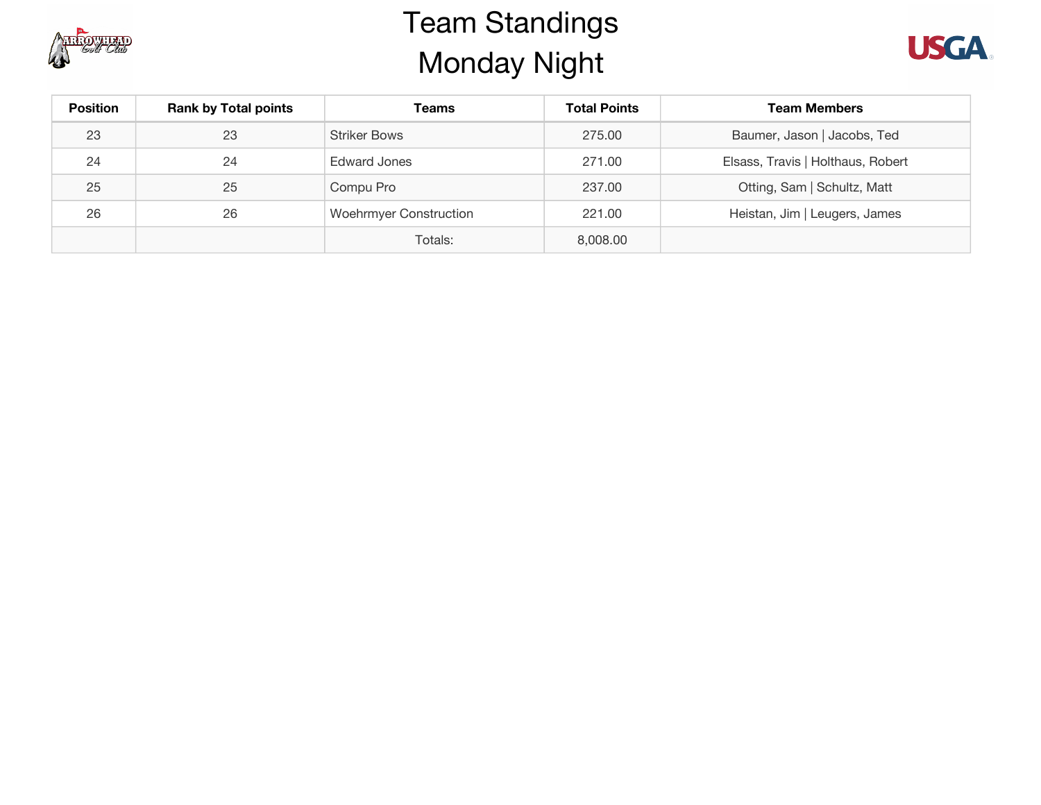# Team Standings

## Monday Night

| Position | Rank by Total points | Teams | Total Points | Team Members |
|---|---|---|---|---|
| 23 | 23 | Striker Bows | 275.00 | Baumer, Jason \| Jacobs, Ted |
| 24 | 24 | Edward Jones | 271.00 | Elsass, Travis \| Holthaus, Robert |
| 25 | 25 | Compu Pro | 237.00 | Otting, Sam \| Schultz, Matt |
| 26 | 26 | Woehrmyer Construction | 221.00 | Heistan, Jim \| Leugers, James |
| | | Totals: | 8,008.00 | |